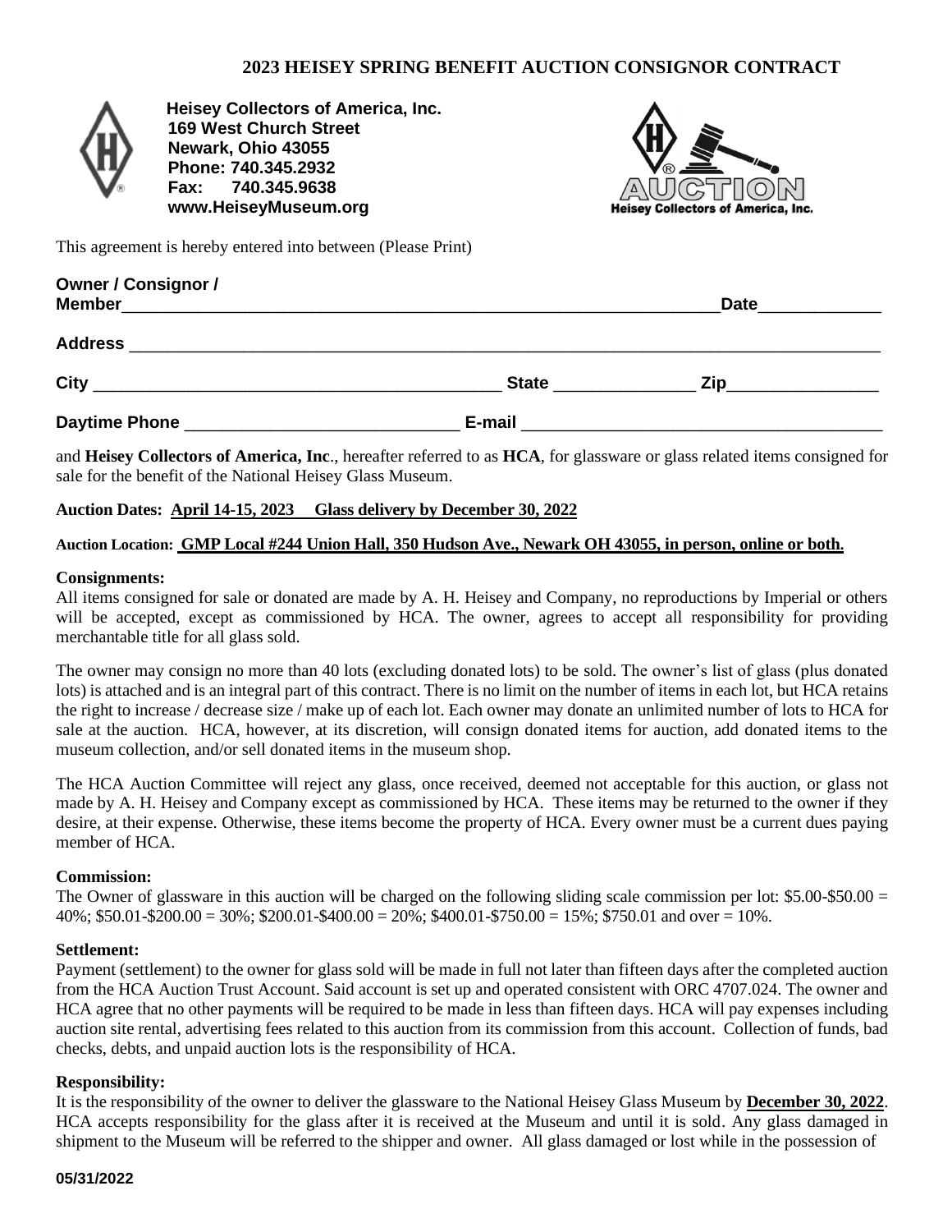# 2023 HEISEY SPRING BENEFIT AUCTION CONSIGNOR CONTRACT

**Heisey Collectors of America, Inc.**
**169 West Church Street**
**Newark, Ohio 43055**
**Phone: 740.345.2932**
**Fax: 740.345.9638**
**www.HeiseyMuseum.org**

This agreement is hereby entered into between (Please Print)

**Owner / Consignor / Member**_________________________________________________________________ **Date**_____________

**Address** ______________________________________________________________________________

**City** __________________________________________ **State** ______________ **Zip**________________

**Daytime Phone** _____________________________ **E-mail** ______________________________________

and **Heisey Collectors of America, Inc**., hereafter referred to as **HCA**, for glassware or glass related items consigned for sale for the benefit of the National Heisey Glass Museum.

**Auction Dates: April 14-15, 2023 Glass delivery by December 30, 2022**

**Auction Location: GMP Local #244 Union Hall, 350 Hudson Ave., Newark OH 43055, in person, online or both.**

**Consignments:**
All items consigned for sale or donated are made by A. H. Heisey and Company, no reproductions by Imperial or others will be accepted, except as commissioned by HCA. The owner, agrees to accept all responsibility for providing merchantable title for all glass sold.

The owner may consign no more than 40 lots (excluding donated lots) to be sold. The owner's list of glass (plus donated lots) is attached and is an integral part of this contract. There is no limit on the number of items in each lot, but HCA retains the right to increase / decrease size / make up of each lot. Each owner may donate an unlimited number of lots to HCA for sale at the auction. HCA, however, at its discretion, will consign donated items for auction, add donated items to the museum collection, and/or sell donated items in the museum shop.

The HCA Auction Committee will reject any glass, once received, deemed not acceptable for this auction, or glass not made by A. H. Heisey and Company except as commissioned by HCA. These items may be returned to the owner if they desire, at their expense. Otherwise, these items become the property of HCA. Every owner must be a current dues paying member of HCA.

**Commission:**
The Owner of glassware in this auction will be charged on the following sliding scale commission per lot: $5.00-$50.00 = 40%; $50.01-$200.00 = 30%; $200.01-$400.00 = 20%; $400.01-$750.00 = 15%; $750.01 and over = 10%.

**Settlement:**
Payment (settlement) to the owner for glass sold will be made in full not later than fifteen days after the completed auction from the HCA Auction Trust Account. Said account is set up and operated consistent with ORC 4707.024. The owner and HCA agree that no other payments will be required to be made in less than fifteen days. HCA will pay expenses including auction site rental, advertising fees related to this auction from its commission from this account. Collection of funds, bad checks, debts, and unpaid auction lots is the responsibility of HCA.

**Responsibility:**
It is the responsibility of the owner to deliver the glassware to the National Heisey Glass Museum by **December 30, 2022**. HCA accepts responsibility for the glass after it is received at the Museum and until it is sold. Any glass damaged in shipment to the Museum will be referred to the shipper and owner. All glass damaged or lost while in the possession of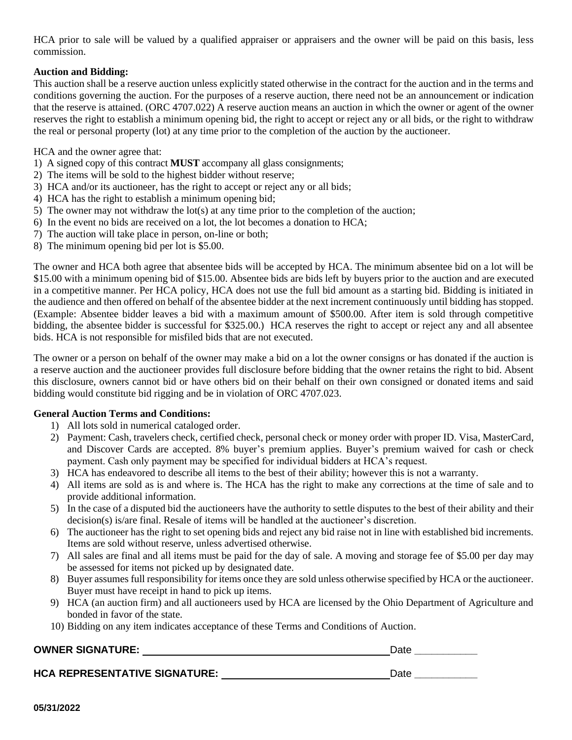HCA prior to sale will be valued by a qualified appraiser or appraisers and the owner will be paid on this basis, less commission.

**Auction and Bidding:**

This auction shall be a reserve auction unless explicitly stated otherwise in the contract for the auction and in the terms and conditions governing the auction. For the purposes of a reserve auction, there need not be an announcement or indication that the reserve is attained. (ORC 4707.022) A reserve auction means an auction in which the owner or agent of the owner reserves the right to establish a minimum opening bid, the right to accept or reject any or all bids, or the right to withdraw the real or personal property (lot) at any time prior to the completion of the auction by the auctioneer.

HCA and the owner agree that:

1) A signed copy of this contract **MUST** accompany all glass consignments;
2) The items will be sold to the highest bidder without reserve;
3) HCA and/or its auctioneer, has the right to accept or reject any or all bids;
4) HCA has the right to establish a minimum opening bid;
5) The owner may not withdraw the lot(s) at any time prior to the completion of the auction;
6) In the event no bids are received on a lot, the lot becomes a donation to HCA;
7) The auction will take place in person, on-line or both;
8) The minimum opening bid per lot is $5.00.

The owner and HCA both agree that absentee bids will be accepted by HCA. The minimum absentee bid on a lot will be $15.00 with a minimum opening bid of $15.00. Absentee bids are bids left by buyers prior to the auction and are executed in a competitive manner. Per HCA policy, HCA does not use the full bid amount as a starting bid. Bidding is initiated in the audience and then offered on behalf of the absentee bidder at the next increment continuously until bidding has stopped. (Example: Absentee bidder leaves a bid with a maximum amount of $500.00. After item is sold through competitive bidding, the absentee bidder is successful for $325.00.) HCA reserves the right to accept or reject any and all absentee bids. HCA is not responsible for misfiled bids that are not executed.

The owner or a person on behalf of the owner may make a bid on a lot the owner consigns or has donated if the auction is a reserve auction and the auctioneer provides full disclosure before bidding that the owner retains the right to bid. Absent this disclosure, owners cannot bid or have others bid on their behalf on their own consigned or donated items and said bidding would constitute bid rigging and be in violation of ORC 4707.023.

**General Auction Terms and Conditions:**

1) All lots sold in numerical cataloged order.
2) Payment: Cash, travelers check, certified check, personal check or money order with proper ID. Visa, MasterCard, and Discover Cards are accepted. 8% buyer's premium applies. Buyer's premium waived for cash or check payment. Cash only payment may be specified for individual bidders at HCA's request.
3) HCA has endeavored to describe all items to the best of their ability; however this is not a warranty.
4) All items are sold as is and where is. The HCA has the right to make any corrections at the time of sale and to provide additional information.
5) In the case of a disputed bid the auctioneers have the authority to settle disputes to the best of their ability and their decision(s) is/are final. Resale of items will be handled at the auctioneer's discretion.
6) The auctioneer has the right to set opening bids and reject any bid raise not in line with established bid increments. Items are sold without reserve, unless advertised otherwise.
7) All sales are final and all items must be paid for the day of sale. A moving and storage fee of $5.00 per day may be assessed for items not picked up by designated date.
8) Buyer assumes full responsibility for items once they are sold unless otherwise specified by HCA or the auctioneer. Buyer must have receipt in hand to pick up items.
9) HCA (an auction firm) and all auctioneers used by HCA are licensed by the Ohio Department of Agriculture and bonded in favor of the state.
10) Bidding on any item indicates acceptance of these Terms and Conditions of Auction.

**OWNER SIGNATURE:** ______________________________ Date ___________

**HCA REPRESENTATIVE SIGNATURE:** ______________________________ Date ___________

**05/31/2022**